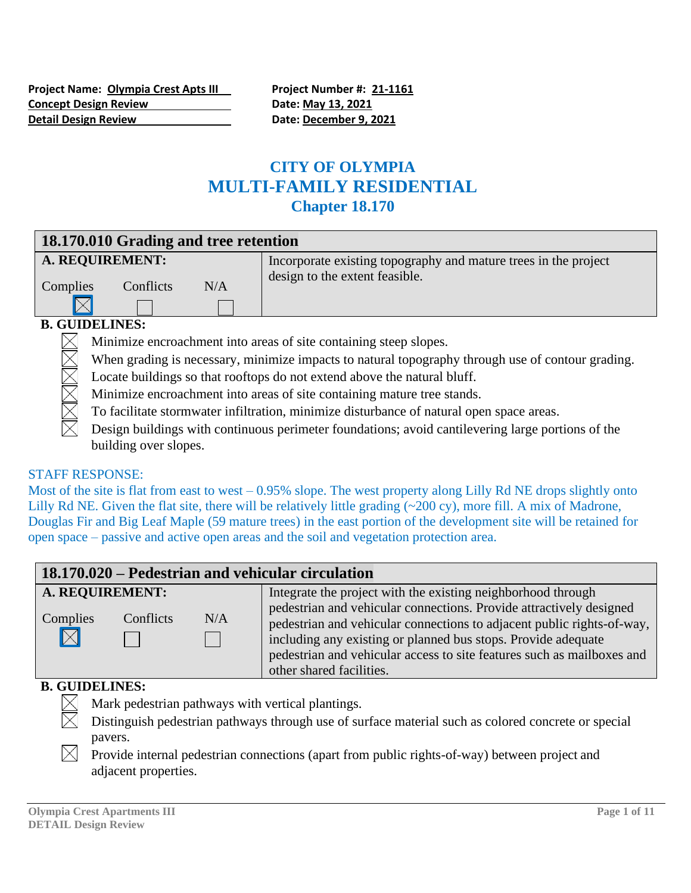**Project Name: Olympia Crest Apts III** **Project Number #: 21-1161**
**Concept Design Review** **Date: May 13, 2021**
**Detail Design Review** **Date: December 9, 2021**

# CITY OF OLYMPIA
# MULTI-FAMILY RESIDENTIAL
## Chapter 18.170

| 18.170.010 Grading and tree retention | |
|---|---|
| **A. REQUIREMENT:** Complies ☒ Conflicts ☐ N/A ☐ | Incorporate existing topography and mature trees in the project design to the extent feasible. |

**B. GUIDELINES:**

- ☒ Minimize encroachment into areas of site containing steep slopes.
- ☒ When grading is necessary, minimize impacts to natural topography through use of contour grading.
- ☒ Locate buildings so that rooftops do not extend above the natural bluff.
- ☒ Minimize encroachment into areas of site containing mature tree stands.
- ☒ To facilitate stormwater infiltration, minimize disturbance of natural open space areas.
- ☒ Design buildings with continuous perimeter foundations; avoid cantilevering large portions of the building over slopes.

STAFF RESPONSE:
Most of the site is flat from east to west – 0.95% slope. The west property along Lilly Rd NE drops slightly onto Lilly Rd NE. Given the flat site, there will be relatively little grading (~200 cy), more fill. A mix of Madrone, Douglas Fir and Big Leaf Maple (59 mature trees) in the east portion of the development site will be retained for open space – passive and active open areas and the soil and vegetation protection area.

| 18.170.020 – Pedestrian and vehicular circulation | |
|---|---|
| **A. REQUIREMENT:** Complies ☒ Conflicts ☐ N/A ☐ | Integrate the project with the existing neighborhood through pedestrian and vehicular connections. Provide attractively designed pedestrian and vehicular connections to adjacent public rights-of-way, including any existing or planned bus stops. Provide adequate pedestrian and vehicular access to site features such as mailboxes and other shared facilities. |

**B. GUIDELINES:**

- ☒ Mark pedestrian pathways with vertical plantings.
- ☒ Distinguish pedestrian pathways through use of surface material such as colored concrete or special pavers.
- ☒ Provide internal pedestrian connections (apart from public rights-of-way) between project and adjacent properties.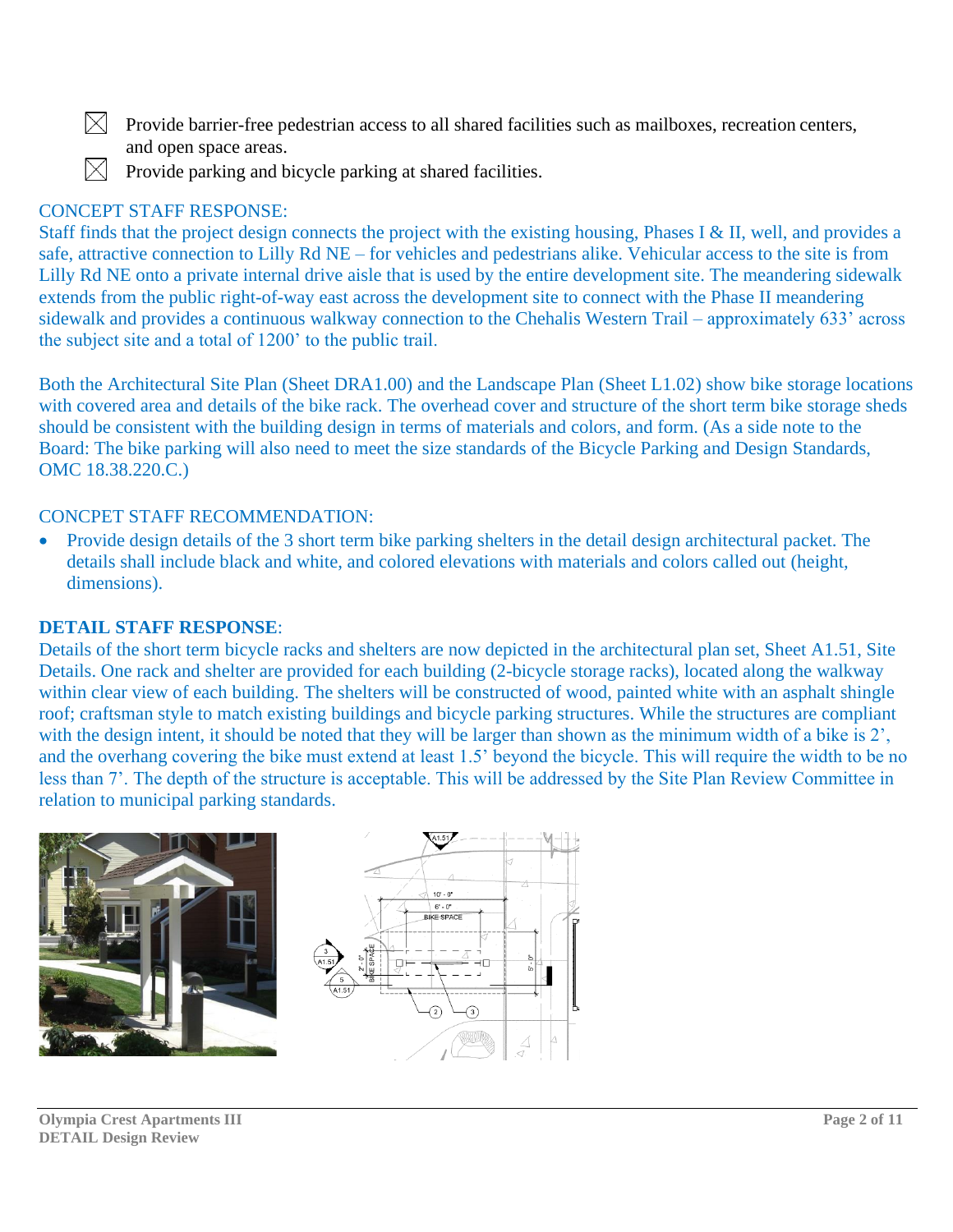☒ Provide barrier-free pedestrian access to all shared facilities such as mailboxes, recreation centers, and open space areas.

☒ Provide parking and bicycle parking at shared facilities.

CONCEPT STAFF RESPONSE:

Staff finds that the project design connects the project with the existing housing, Phases I & II, well, and provides a safe, attractive connection to Lilly Rd NE – for vehicles and pedestrians alike. Vehicular access to the site is from Lilly Rd NE onto a private internal drive aisle that is used by the entire development site. The meandering sidewalk extends from the public right-of-way east across the development site to connect with the Phase II meandering sidewalk and provides a continuous walkway connection to the Chehalis Western Trail – approximately 633' across the subject site and a total of 1200' to the public trail.

Both the Architectural Site Plan (Sheet DRA1.00) and the Landscape Plan (Sheet L1.02) show bike storage locations with covered area and details of the bike rack. The overhead cover and structure of the short term bike storage sheds should be consistent with the building design in terms of materials and colors, and form. (As a side note to the Board: The bike parking will also need to meet the size standards of the Bicycle Parking and Design Standards, OMC 18.38.220.C.)

CONCPET STAFF RECOMMENDATION:

- Provide design details of the 3 short term bike parking shelters in the detail design architectural packet. The details shall include black and white, and colored elevations with materials and colors called out (height, dimensions).

**DETAIL STAFF RESPONSE**:

Details of the short term bicycle racks and shelters are now depicted in the architectural plan set, Sheet A1.51, Site Details. One rack and shelter are provided for each building (2-bicycle storage racks), located along the walkway within clear view of each building. The shelters will be constructed of wood, painted white with an asphalt shingle roof; craftsman style to match existing buildings and bicycle parking structures. While the structures are compliant with the design intent, it should be noted that they will be larger than shown as the minimum width of a bike is 2', and the overhang covering the bike must extend at least 1.5' beyond the bicycle. This will require the width to be no less than 7'. The depth of the structure is acceptable. This will be addressed by the Site Plan Review Committee in relation to municipal parking standards.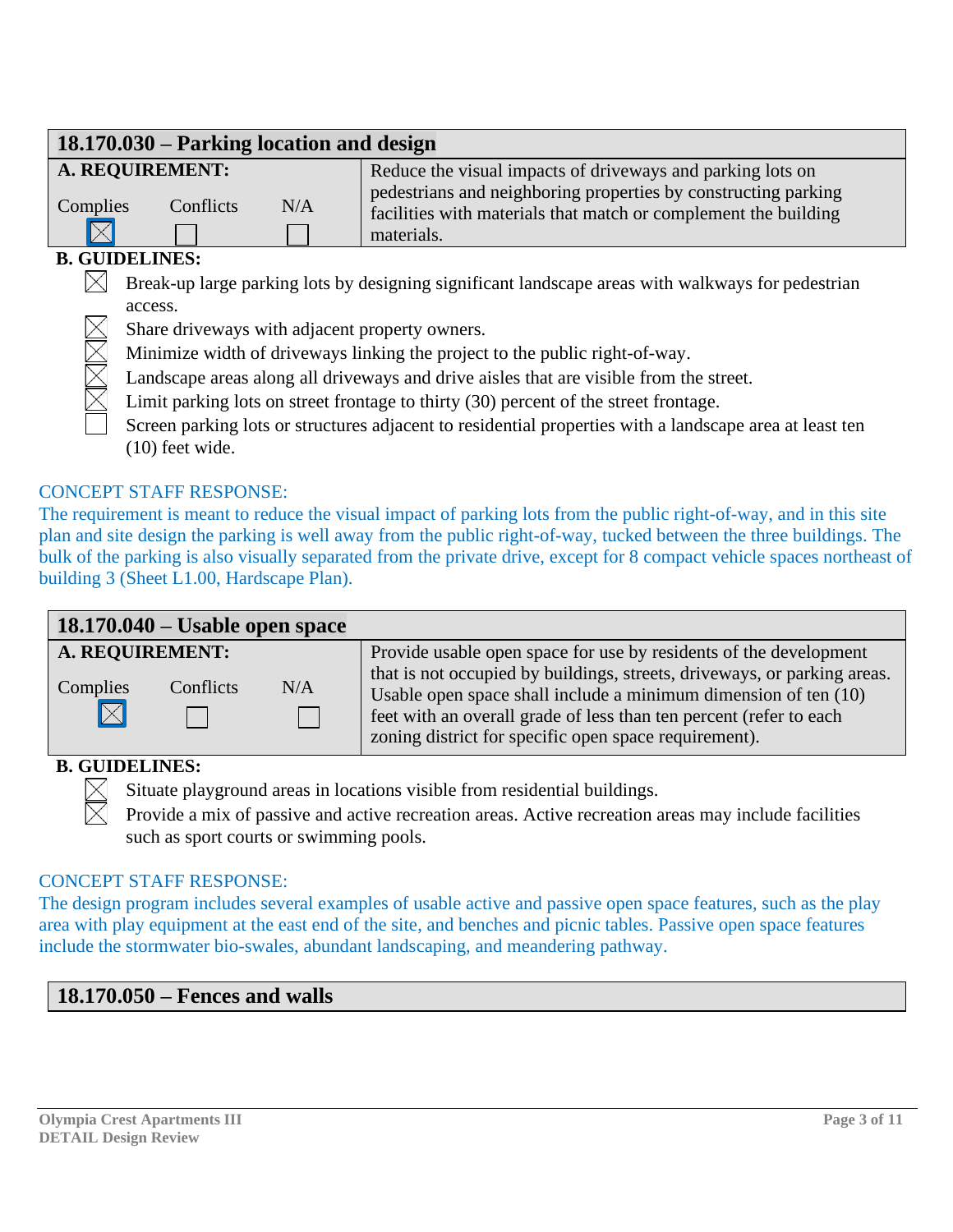## 18.170.030 – Parking location and design

| A. REQUIREMENT: | |
|---|---|
| Complies ☒ Conflicts ☐ N/A ☐ | Reduce the visual impacts of driveways and parking lots on pedestrians and neighboring properties by constructing parking facilities with materials that match or complement the building materials. |

**B. GUIDELINES:**

- ☒ Break-up large parking lots by designing significant landscape areas with walkways for pedestrian access.
- ☒ Share driveways with adjacent property owners.
- ☒ Minimize width of driveways linking the project to the public right-of-way.
- ☒ Landscape areas along all driveways and drive aisles that are visible from the street.
- ☒ Limit parking lots on street frontage to thirty (30) percent of the street frontage.
- ☐ Screen parking lots or structures adjacent to residential properties with a landscape area at least ten (10) feet wide.

CONCEPT STAFF RESPONSE:

The requirement is meant to reduce the visual impact of parking lots from the public right-of-way, and in this site plan and site design the parking is well away from the public right-of-way, tucked between the three buildings. The bulk of the parking is also visually separated from the private drive, except for 8 compact vehicle spaces northeast of building 3 (Sheet L1.00, Hardscape Plan).

## 18.170.040 – Usable open space

| A. REQUIREMENT: | |
|---|---|
| Complies ☒ Conflicts ☐ N/A ☐ | Provide usable open space for use by residents of the development that is not occupied by buildings, streets, driveways, or parking areas. Usable open space shall include a minimum dimension of ten (10) feet with an overall grade of less than ten percent (refer to each zoning district for specific open space requirement). |

**B. GUIDELINES:**

- ☒ Situate playground areas in locations visible from residential buildings.
- ☒ Provide a mix of passive and active recreation areas. Active recreation areas may include facilities such as sport courts or swimming pools.

CONCEPT STAFF RESPONSE:

The design program includes several examples of usable active and passive open space features, such as the play area with play equipment at the east end of the site, and benches and picnic tables. Passive open space features include the stormwater bio-swales, abundant landscaping, and meandering pathway.

## 18.170.050 – Fences and walls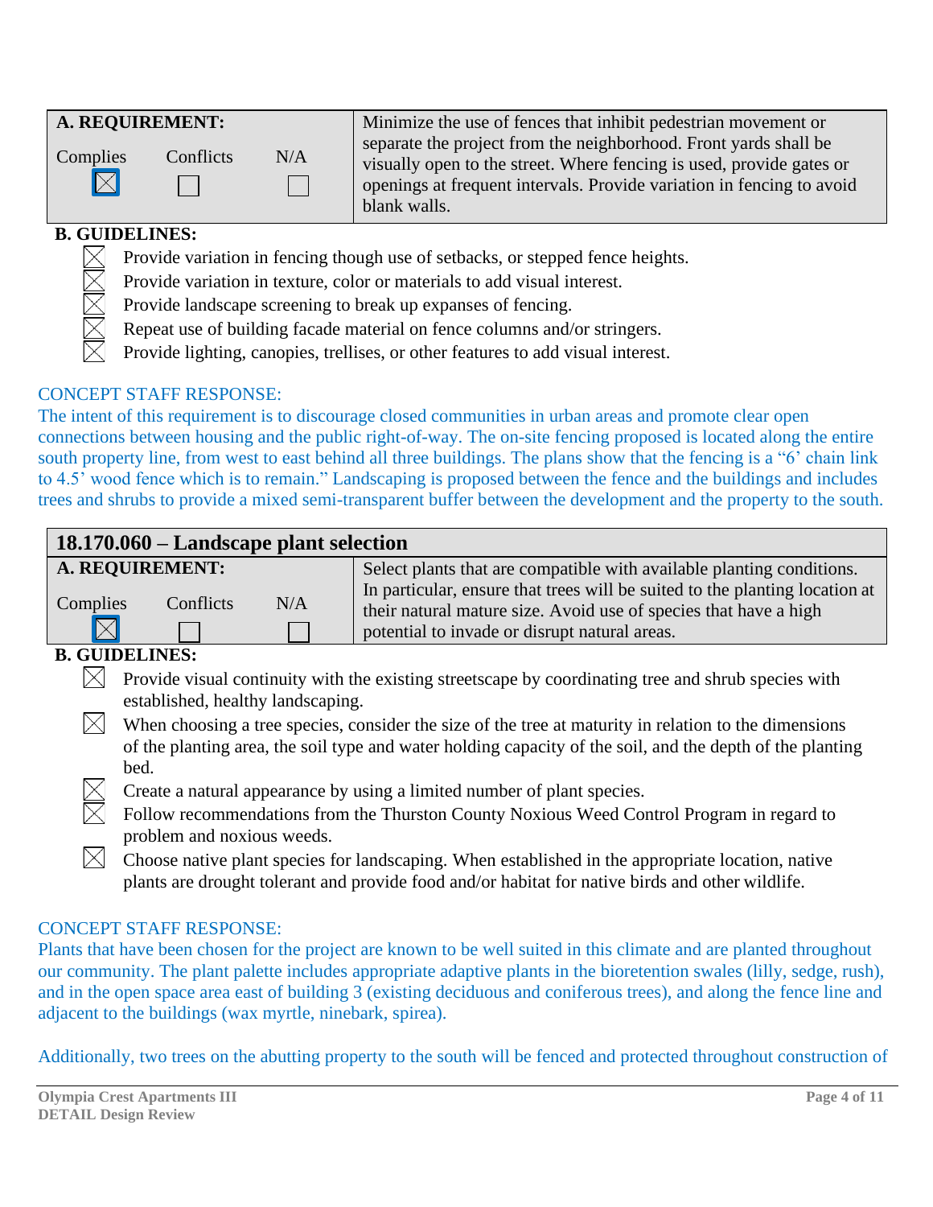| **A. REQUIREMENT:** | | | Minimize the use of fences that inhibit pedestrian movement or separate the project from the neighborhood. Front yards shall be visually open to the street. Where fencing is used, provide gates or openings at frequent intervals. Provide variation in fencing to avoid blank walls. |
|---|---|---|---|
| Complies ☒ | Conflicts ☐ | N/A ☐ | |

**B. GUIDELINES:**

- ☒ Provide variation in fencing though use of setbacks, or stepped fence heights.
- ☒ Provide variation in texture, color or materials to add visual interest.
- ☒ Provide landscape screening to break up expanses of fencing.
- ☒ Repeat use of building facade material on fence columns and/or stringers.
- ☒ Provide lighting, canopies, trellises, or other features to add visual interest.

CONCEPT STAFF RESPONSE:

The intent of this requirement is to discourage closed communities in urban areas and promote clear open connections between housing and the public right-of-way. The on-site fencing proposed is located along the entire south property line, from west to east behind all three buildings. The plans show that the fencing is a "6' chain link to 4.5' wood fence which is to remain." Landscaping is proposed between the fence and the buildings and includes trees and shrubs to provide a mixed semi-transparent buffer between the development and the property to the south.

## 18.170.060 – Landscape plant selection

| **A. REQUIREMENT:** | | | Select plants that are compatible with available planting conditions. In particular, ensure that trees will be suited to the planting location at their natural mature size. Avoid use of species that have a high potential to invade or disrupt natural areas. |
|---|---|---|---|
| Complies ☒ | Conflicts ☐ | N/A ☐ | |

**B. GUIDELINES:**

- ☒ Provide visual continuity with the existing streetscape by coordinating tree and shrub species with established, healthy landscaping.
- ☒ When choosing a tree species, consider the size of the tree at maturity in relation to the dimensions of the planting area, the soil type and water holding capacity of the soil, and the depth of the planting bed.
- ☒ Create a natural appearance by using a limited number of plant species.
- ☒ Follow recommendations from the Thurston County Noxious Weed Control Program in regard to problem and noxious weeds.
- ☒ Choose native plant species for landscaping. When established in the appropriate location, native plants are drought tolerant and provide food and/or habitat for native birds and other wildlife.

CONCEPT STAFF RESPONSE:

Plants that have been chosen for the project are known to be well suited in this climate and are planted throughout our community. The plant palette includes appropriate adaptive plants in the bioretention swales (lilly, sedge, rush), and in the open space area east of building 3 (existing deciduous and coniferous trees), and along the fence line and adjacent to the buildings (wax myrtle, ninebark, spirea).

Additionally, two trees on the abutting property to the south will be fenced and protected throughout construction of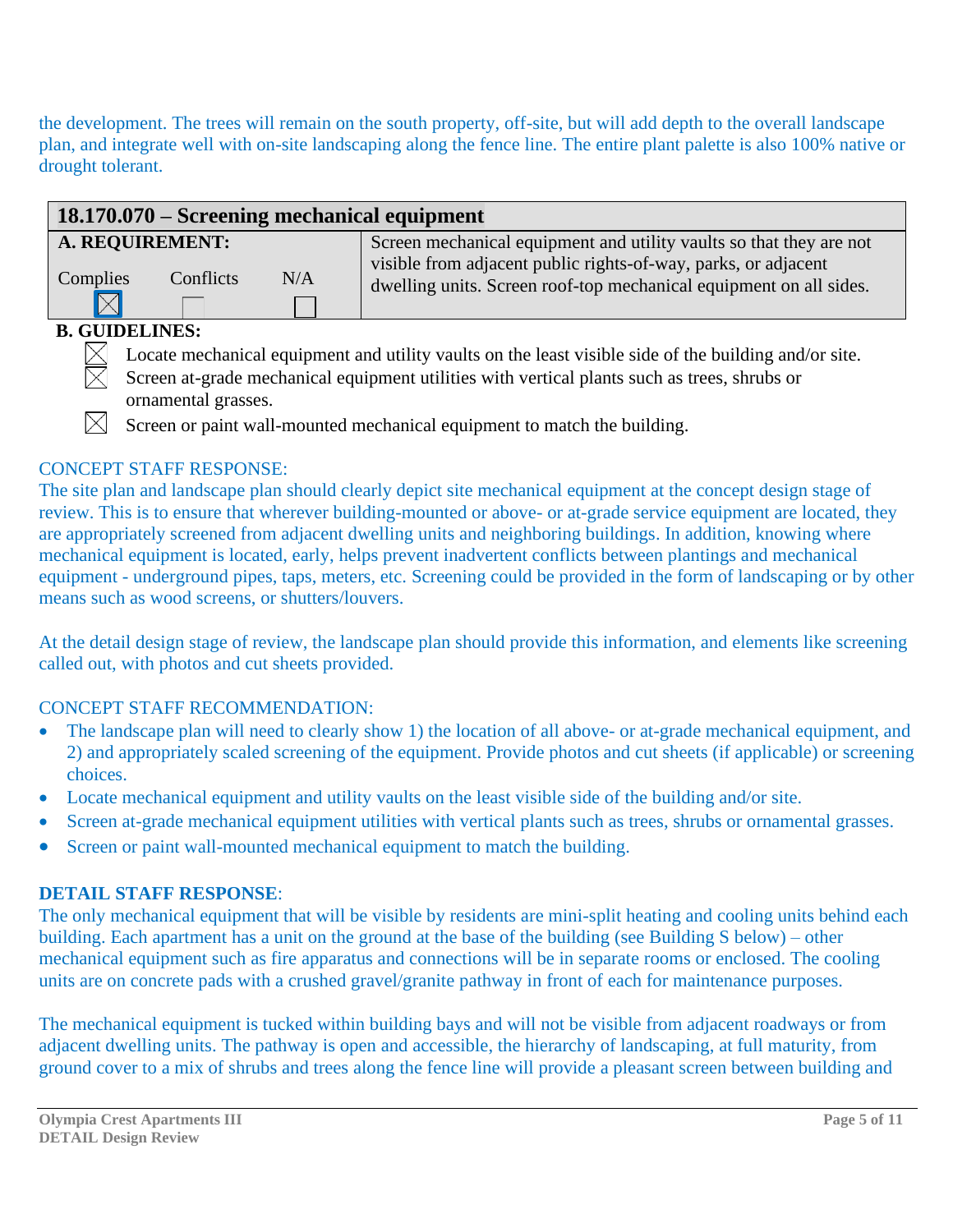the development. The trees will remain on the south property, off-site, but will add depth to the overall landscape plan, and integrate well with on-site landscaping along the fence line. The entire plant palette is also 100% native or drought tolerant.

| 18.170.070 – Screening mechanical equipment | |
|---|---|
| **A. REQUIREMENT:**<br>Complies ☒ Conflicts ☐ N/A ☐ | Screen mechanical equipment and utility vaults so that they are not visible from adjacent public rights-of-way, parks, or adjacent dwelling units. Screen roof-top mechanical equipment on all sides. |

**B. GUIDELINES:**

- ☒ Locate mechanical equipment and utility vaults on the least visible side of the building and/or site.
- ☒ Screen at-grade mechanical equipment utilities with vertical plants such as trees, shrubs or ornamental grasses.
- ☒ Screen or paint wall-mounted mechanical equipment to match the building.

CONCEPT STAFF RESPONSE:

The site plan and landscape plan should clearly depict site mechanical equipment at the concept design stage of review. This is to ensure that wherever building-mounted or above- or at-grade service equipment are located, they are appropriately screened from adjacent dwelling units and neighboring buildings. In addition, knowing where mechanical equipment is located, early, helps prevent inadvertent conflicts between plantings and mechanical equipment - underground pipes, taps, meters, etc. Screening could be provided in the form of landscaping or by other means such as wood screens, or shutters/louvers.

At the detail design stage of review, the landscape plan should provide this information, and elements like screening called out, with photos and cut sheets provided.

CONCEPT STAFF RECOMMENDATION:

- The landscape plan will need to clearly show 1) the location of all above- or at-grade mechanical equipment, and 2) and appropriately scaled screening of the equipment. Provide photos and cut sheets (if applicable) or screening choices.
- Locate mechanical equipment and utility vaults on the least visible side of the building and/or site.
- Screen at-grade mechanical equipment utilities with vertical plants such as trees, shrubs or ornamental grasses.
- Screen or paint wall-mounted mechanical equipment to match the building.

**DETAIL STAFF RESPONSE**:

The only mechanical equipment that will be visible by residents are mini-split heating and cooling units behind each building. Each apartment has a unit on the ground at the base of the building (see Building S below) – other mechanical equipment such as fire apparatus and connections will be in separate rooms or enclosed. The cooling units are on concrete pads with a crushed gravel/granite pathway in front of each for maintenance purposes.

The mechanical equipment is tucked within building bays and will not be visible from adjacent roadways or from adjacent dwelling units. The pathway is open and accessible, the hierarchy of landscaping, at full maturity, from ground cover to a mix of shrubs and trees along the fence line will provide a pleasant screen between building and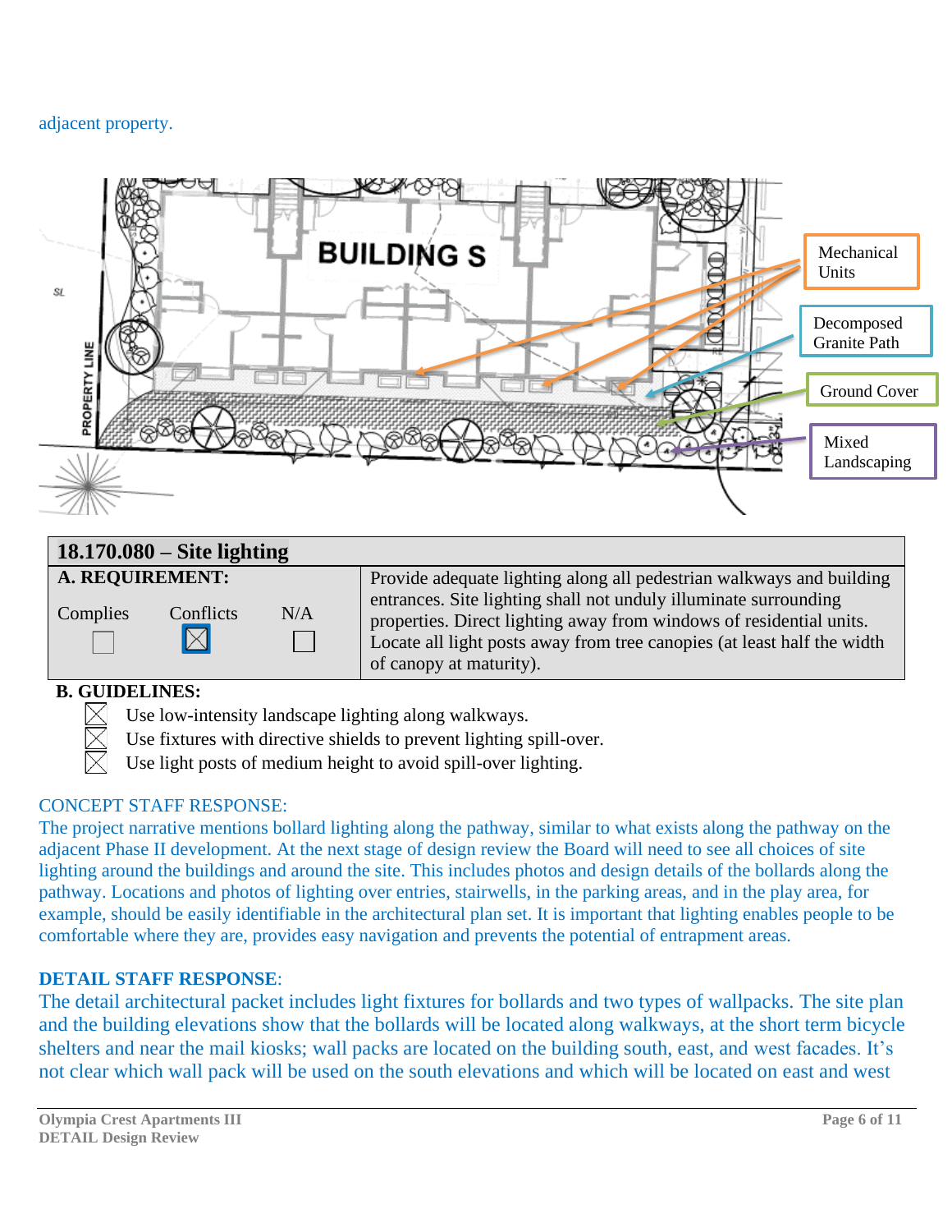adjacent property.

Mechanical Units

Decomposed Granite Path

Ground Cover

Mixed Landscaping

| 18.170.080 – Site lighting | |
|---|---|
| **A. REQUIREMENT:**<br>Complies ☐ Conflicts ☒ N/A ☐ | Provide adequate lighting along all pedestrian walkways and building entrances. Site lighting shall not unduly illuminate surrounding properties. Direct lighting away from windows of residential units. Locate all light posts away from tree canopies (at least half the width of canopy at maturity). |

**B. GUIDELINES:**

- ☒ Use low-intensity landscape lighting along walkways.
- ☒ Use fixtures with directive shields to prevent lighting spill-over.
- ☒ Use light posts of medium height to avoid spill-over lighting.

CONCEPT STAFF RESPONSE:

The project narrative mentions bollard lighting along the pathway, similar to what exists along the pathway on the adjacent Phase II development. At the next stage of design review the Board will need to see all choices of site lighting around the buildings and around the site. This includes photos and design details of the bollards along the pathway. Locations and photos of lighting over entries, stairwells, in the parking areas, and in the play area, for example, should be easily identifiable in the architectural plan set. It is important that lighting enables people to be comfortable where they are, provides easy navigation and prevents the potential of entrapment areas.

**DETAIL STAFF RESPONSE**:

The detail architectural packet includes light fixtures for bollards and two types of wallpacks. The site plan and the building elevations show that the bollards will be located along walkways, at the short term bicycle shelters and near the mail kiosks; wall packs are located on the building south, east, and west facades. It's not clear which wall pack will be used on the south elevations and which will be located on east and west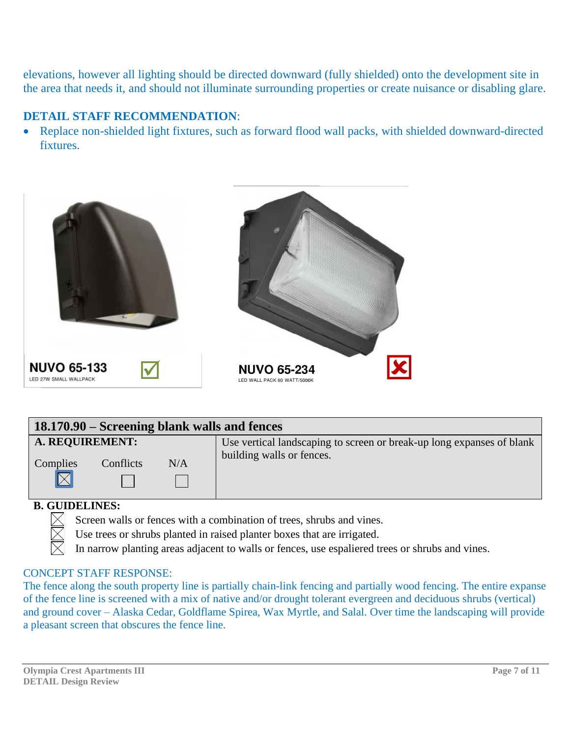elevations, however all lighting should be directed downward (fully shielded) onto the development site in the area that needs it, and should not illuminate surrounding properties or create nuisance or disabling glare.

**DETAIL STAFF RECOMMENDATION**:

- Replace non-shielded light fixtures, such as forward flood wall packs, with shielded downward-directed fixtures.

NUVO 65-133 ☑
LED 27W SMALL WALLPACK

NUVO 65-234 ☒
LED WALL PACK 60 WATT/5000K

| 18.170.90 – Screening blank walls and fences | |
|---|---|
| **A. REQUIREMENT:**<br>Complies ☒ Conflicts ☐ N/A ☐ | Use vertical landscaping to screen or break-up long expanses of blank building walls or fences. |

**B. GUIDELINES:**

☒ Screen walls or fences with a combination of trees, shrubs and vines.
☒ Use trees or shrubs planted in raised planter boxes that are irrigated.
☒ In narrow planting areas adjacent to walls or fences, use espaliered trees or shrubs and vines.

CONCEPT STAFF RESPONSE:
The fence along the south property line is partially chain-link fencing and partially wood fencing. The entire expanse of the fence line is screened with a mix of native and/or drought tolerant evergreen and deciduous shrubs (vertical) and ground cover – Alaska Cedar, Goldflame Spirea, Wax Myrtle, and Salal. Over time the landscaping will provide a pleasant screen that obscures the fence line.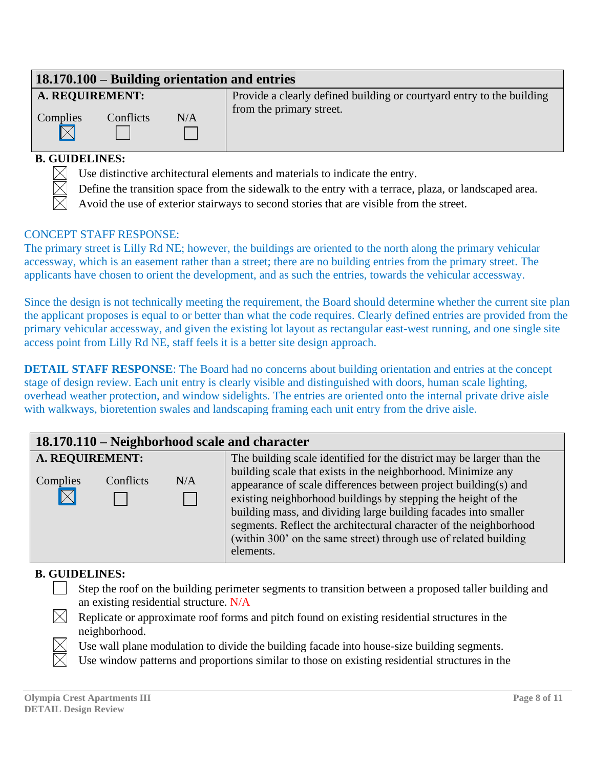| 18.170.100 – Building orientation and entries | |
|---|---|
| **A. REQUIREMENT:**<br><br>Complies ☒ Conflicts ☐ N/A ☐ | Provide a clearly defined building or courtyard entry to the building from the primary street. |

**B. GUIDELINES:**

- ☒ Use distinctive architectural elements and materials to indicate the entry.
- ☒ Define the transition space from the sidewalk to the entry with a terrace, plaza, or landscaped area.
- ☒ Avoid the use of exterior stairways to second stories that are visible from the street.

CONCEPT STAFF RESPONSE:
The primary street is Lilly Rd NE; however, the buildings are oriented to the north along the primary vehicular accessway, which is an easement rather than a street; there are no building entries from the primary street. The applicants have chosen to orient the development, and as such the entries, towards the vehicular accessway.

Since the design is not technically meeting the requirement, the Board should determine whether the current site plan the applicant proposes is equal to or better than what the code requires. Clearly defined entries are provided from the primary vehicular accessway, and given the existing lot layout as rectangular east-west running, and one single site access point from Lilly Rd NE, staff feels it is a better site design approach.

**DETAIL STAFF RESPONSE**: The Board had no concerns about building orientation and entries at the concept stage of design review. Each unit entry is clearly visible and distinguished with doors, human scale lighting, overhead weather protection, and window sidelights. The entries are oriented onto the internal private drive aisle with walkways, bioretention swales and landscaping framing each unit entry from the drive aisle.

| 18.170.110 – Neighborhood scale and character | |
|---|---|
| **A. REQUIREMENT:**<br><br>Complies ☒ Conflicts ☐ N/A ☐ | The building scale identified for the district may be larger than the building scale that exists in the neighborhood. Minimize any appearance of scale differences between project building(s) and existing neighborhood buildings by stepping the height of the building mass, and dividing large building facades into smaller segments. Reflect the architectural character of the neighborhood (within 300' on the same street) through use of related building elements. |

**B. GUIDELINES:**

- ☐ Step the roof on the building perimeter segments to transition between a proposed taller building and an existing residential structure. N/A
- ☒ Replicate or approximate roof forms and pitch found on existing residential structures in the neighborhood.
- ☒ Use wall plane modulation to divide the building facade into house-size building segments.
- ☒ Use window patterns and proportions similar to those on existing residential structures in the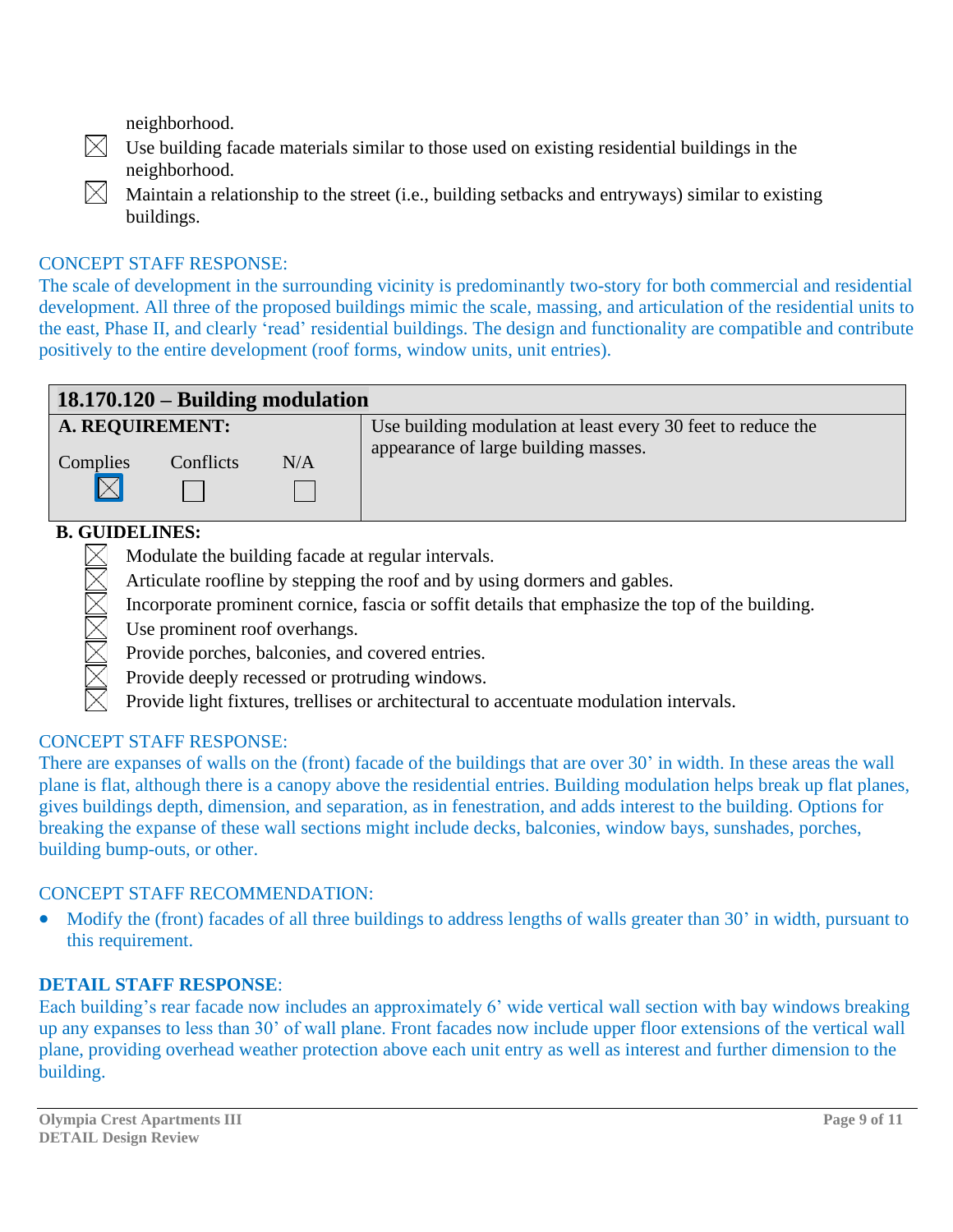neighborhood.

- ☒ Use building facade materials similar to those used on existing residential buildings in the neighborhood.
- ☒ Maintain a relationship to the street (i.e., building setbacks and entryways) similar to existing buildings.

CONCEPT STAFF RESPONSE:

The scale of development in the surrounding vicinity is predominantly two-story for both commercial and residential development. All three of the proposed buildings mimic the scale, massing, and articulation of the residential units to the east, Phase II, and clearly 'read' residential buildings. The design and functionality are compatible and contribute positively to the entire development (roof forms, window units, unit entries).

| **18.170.120 – Building modulation** | | | |
|---|---|---|---|
| **A. REQUIREMENT:** | | | Use building modulation at least every 30 feet to reduce the appearance of large building masses. |
| Complies | Conflicts | N/A | |
| ☒ | ☐ | ☐ | |

**B. GUIDELINES:**

- ☒ Modulate the building facade at regular intervals.
- ☒ Articulate roofline by stepping the roof and by using dormers and gables.
- ☒ Incorporate prominent cornice, fascia or soffit details that emphasize the top of the building.
- ☒ Use prominent roof overhangs.
- ☒ Provide porches, balconies, and covered entries.
- ☒ Provide deeply recessed or protruding windows.
- ☒ Provide light fixtures, trellises or architectural to accentuate modulation intervals.

CONCEPT STAFF RESPONSE:

There are expanses of walls on the (front) facade of the buildings that are over 30' in width. In these areas the wall plane is flat, although there is a canopy above the residential entries. Building modulation helps break up flat planes, gives buildings depth, dimension, and separation, as in fenestration, and adds interest to the building. Options for breaking the expanse of these wall sections might include decks, balconies, window bays, sunshades, porches, building bump-outs, or other.

CONCEPT STAFF RECOMMENDATION:

- Modify the (front) facades of all three buildings to address lengths of walls greater than 30' in width, pursuant to this requirement.

**DETAIL STAFF RESPONSE**:

Each building's rear facade now includes an approximately 6' wide vertical wall section with bay windows breaking up any expanses to less than 30' of wall plane. Front facades now include upper floor extensions of the vertical wall plane, providing overhead weather protection above each unit entry as well as interest and further dimension to the building.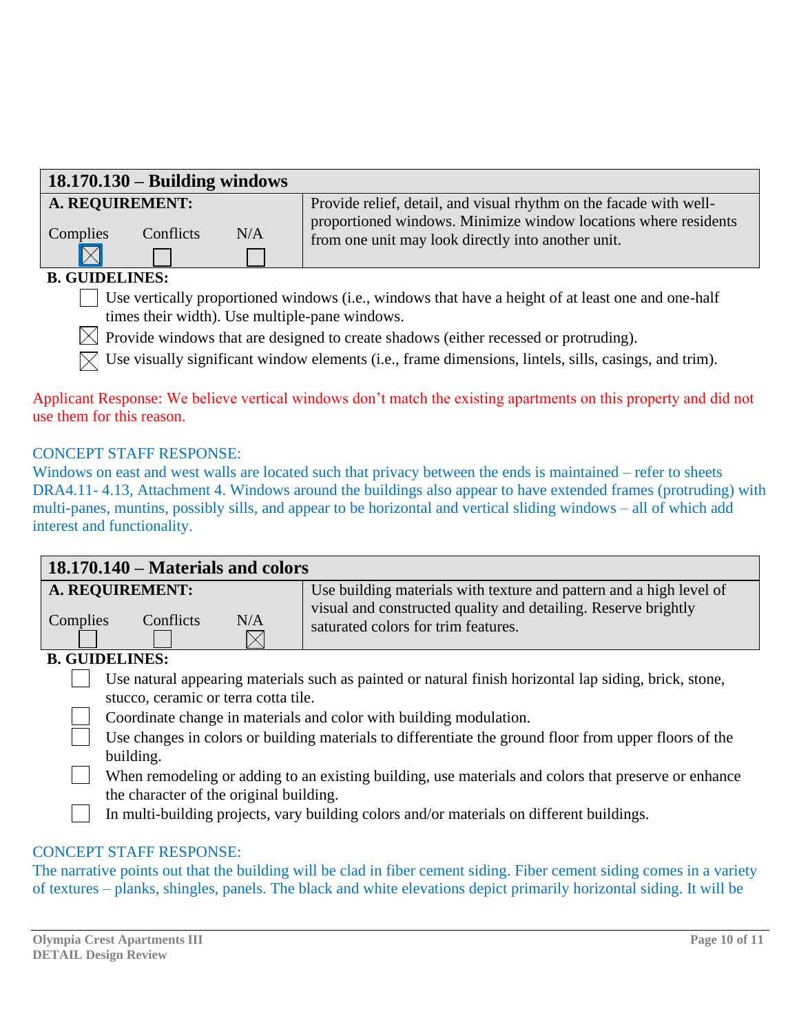| 18.170.130 – Building windows | |
|---|---|
| **A. REQUIREMENT:**<br>Complies ☒ Conflicts ☐ N/A ☐ | Provide relief, detail, and visual rhythm on the facade with well-proportioned windows. Minimize window locations where residents from one unit may look directly into another unit. |

**B. GUIDELINES:**

- ☐ Use vertically proportioned windows (i.e., windows that have a height of at least one and one-half times their width). Use multiple-pane windows.
- ☒ Provide windows that are designed to create shadows (either recessed or protruding).
- ☒ Use visually significant window elements (i.e., frame dimensions, lintels, sills, casings, and trim).

Applicant Response: We believe vertical windows don't match the existing apartments on this property and did not use them for this reason.

CONCEPT STAFF RESPONSE:
Windows on east and west walls are located such that privacy between the ends is maintained – refer to sheets DRA4.11- 4.13, Attachment 4. Windows around the buildings also appear to have extended frames (protruding) with multi-panes, muntins, possibly sills, and appear to be horizontal and vertical sliding windows – all of which add interest and functionality.

| 18.170.140 – Materials and colors | |
|---|---|
| **A. REQUIREMENT:**<br>Complies ☐ Conflicts ☐ N/A ☒ | Use building materials with texture and pattern and a high level of visual and constructed quality and detailing. Reserve brightly saturated colors for trim features. |

**B. GUIDELINES:**

- ☐ Use natural appearing materials such as painted or natural finish horizontal lap siding, brick, stone, stucco, ceramic or terra cotta tile.
- ☐ Coordinate change in materials and color with building modulation.
- ☐ Use changes in colors or building materials to differentiate the ground floor from upper floors of the building.
- ☐ When remodeling or adding to an existing building, use materials and colors that preserve or enhance the character of the original building.
- ☐ In multi-building projects, vary building colors and/or materials on different buildings.

CONCEPT STAFF RESPONSE:
The narrative points out that the building will be clad in fiber cement siding. Fiber cement siding comes in a variety of textures – planks, shingles, panels. The black and white elevations depict primarily horizontal siding. It will be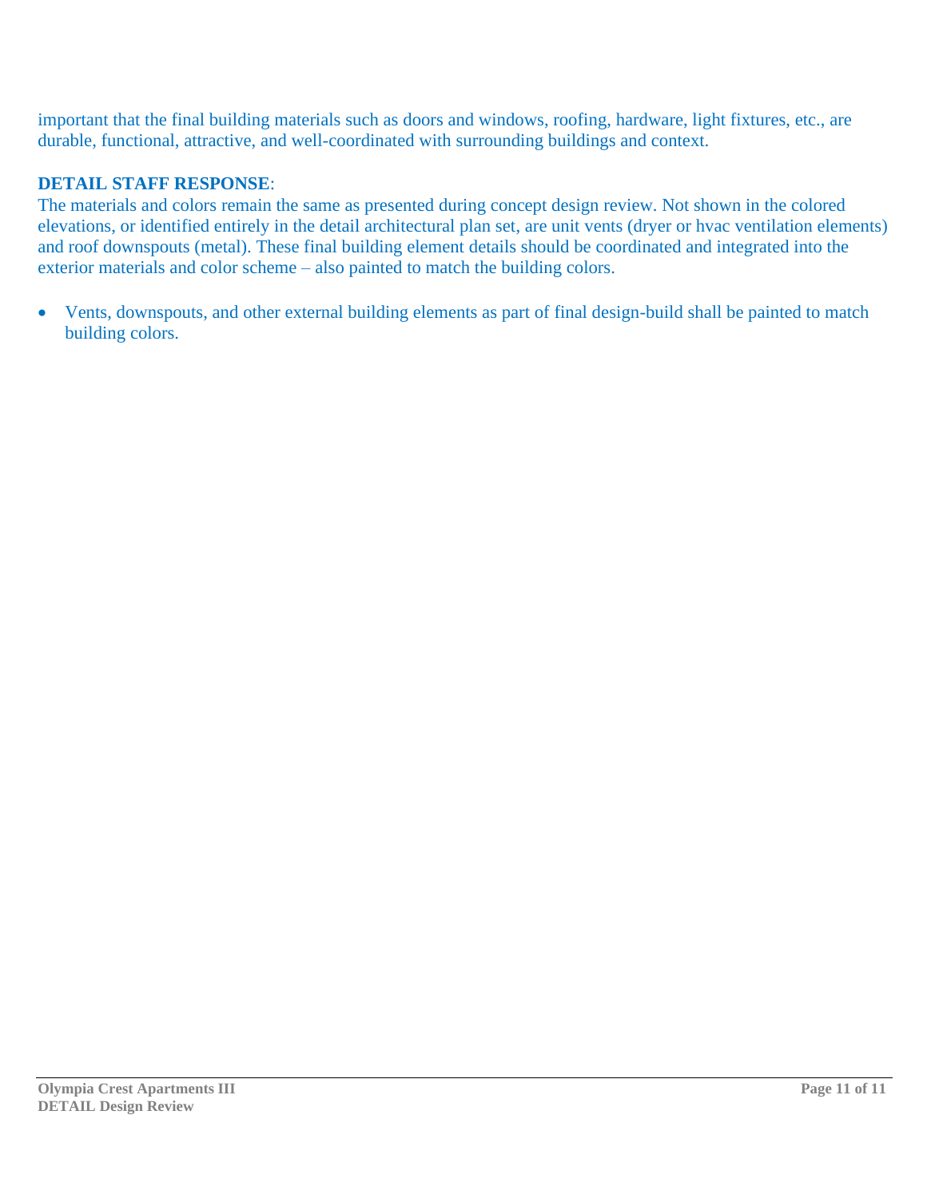important that the final building materials such as doors and windows, roofing, hardware, light fixtures, etc., are durable, functional, attractive, and well-coordinated with surrounding buildings and context.

**DETAIL STAFF RESPONSE**:

The materials and colors remain the same as presented during concept design review. Not shown in the colored elevations, or identified entirely in the detail architectural plan set, are unit vents (dryer or hvac ventilation elements) and roof downspouts (metal). These final building element details should be coordinated and integrated into the exterior materials and color scheme – also painted to match the building colors.

- Vents, downspouts, and other external building elements as part of final design-build shall be painted to match building colors.